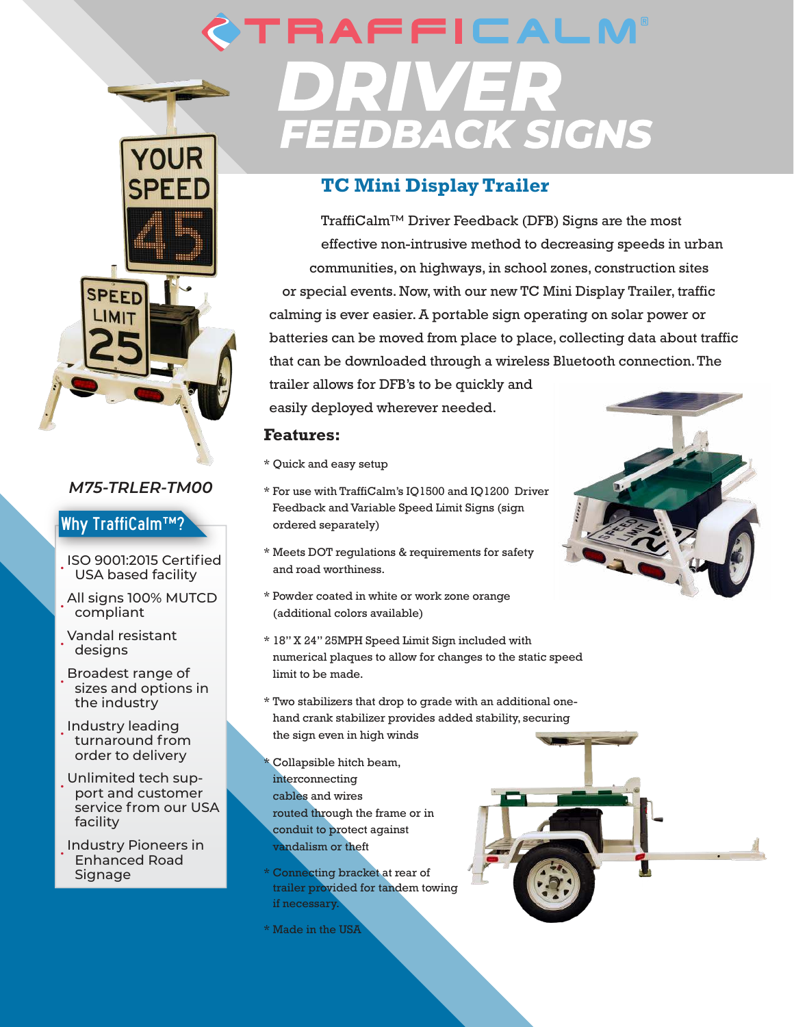# TRAFFICALM®

# DRIVER FEEDBACK SIGNS

## TC Mini Display Trailer

TraffiCalm™ Driver Feedback (DFB) Signs are the most effective non-intrusive method to decreasing speeds in urban communities, on highways, in school zones, construction sites or special events. Now, with our new TC Mini Display Trailer, traffic calming is ever easier. A portable sign operating on solar power or batteries can be moved from place to place, collecting data about traffic that can be downloaded through a wireless Bluetooth connection. The trailer allows for DFB's to be quickly and easily deployed wherever needed.

### Features:

* Quick and easy setup
* For use with TraffiCalm's IQ1500 and IQ1200 Driver Feedback and Variable Speed Limit Signs (sign ordered separately)
* Meets DOT regulations & requirements for safety and road worthiness.
* Powder coated in white or work zone orange (additional colors available)
* 18" X 24" 25MPH Speed Limit Sign included with numerical plaques to allow for changes to the static speed limit to be made.
* Two stabilizers that drop to grade with an additional one-hand crank stabilizer provides added stability, securing the sign even in high winds
* Collapsible hitch beam, interconnecting cables and wires routed through the frame or in conduit to protect against vandalism or theft
* Connecting bracket at rear of trailer provided for tandem towing if necessary.
* Made in the USA

*M75-TRLER-TM00*

### Why TraffiCalm™?

- ISO 9001:2015 Certified USA based facility
- All signs 100% MUTCD compliant
- Vandal resistant designs
- Broadest range of sizes and options in the industry
- Industry leading turnaround from order to delivery
- Unlimited tech support and customer service from our USA facility
- Industry Pioneers in Enhanced Road Signage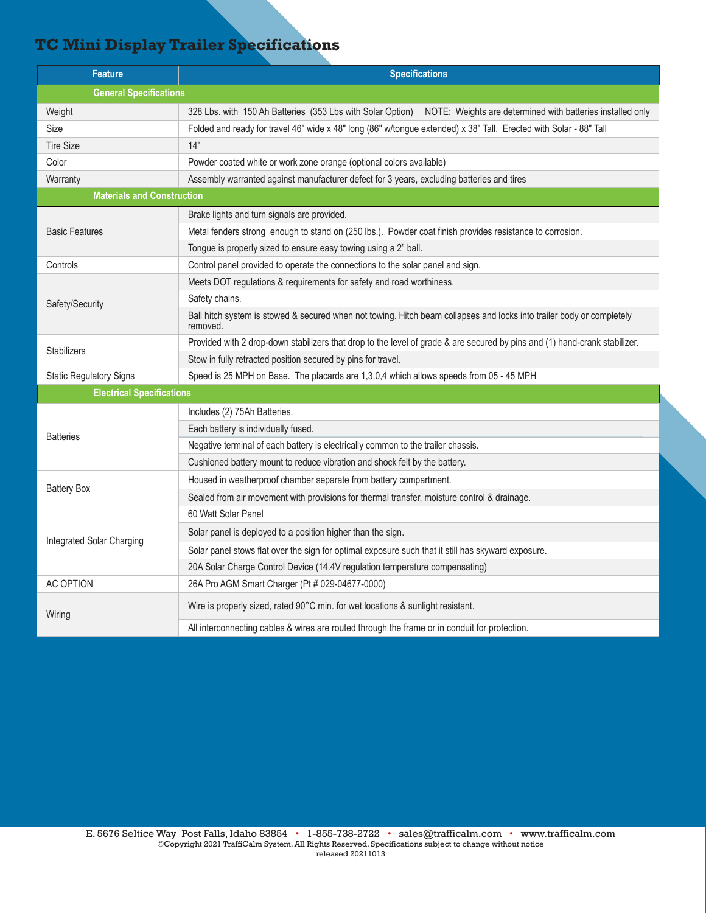# TC Mini Display Trailer Specifications

| Feature | Specifications |
|---|---|
| **General Specifications** | |
| Weight | 328 Lbs. with 150 Ah Batteries (353 Lbs with Solar Option) NOTE: Weights are determined with batteries installed only |
| Size | Folded and ready for travel 46" wide x 48" long (86" w/tongue extended) x 38" Tall. Erected with Solar - 88" Tall |
| Tire Size | 14" |
| Color | Powder coated white or work zone orange (optional colors available) |
| Warranty | Assembly warranted against manufacturer defect for 3 years, excluding batteries and tires |
| **Materials and Construction** | |
| Basic Features | Brake lights and turn signals are provided. |
| | Metal fenders strong enough to stand on (250 lbs.). Powder coat finish provides resistance to corrosion. |
| | Tongue is properly sized to ensure easy towing using a 2" ball. |
| Controls | Control panel provided to operate the connections to the solar panel and sign. |
| Safety/Security | Meets DOT regulations & requirements for safety and road worthiness. |
| | Safety chains. |
| | Ball hitch system is stowed & secured when not towing. Hitch beam collapses and locks into trailer body or completely removed. |
| Stabilizers | Provided with 2 drop-down stabilizers that drop to the level of grade & are secured by pins and (1) hand-crank stabilizer. |
| | Stow in fully retracted position secured by pins for travel. |
| Static Regulatory Signs | Speed is 25 MPH on Base. The placards are 1,3,0,4 which allows speeds from 05 - 45 MPH |
| **Electrical Specifications** | |
| Batteries | Includes (2) 75Ah Batteries. |
| | Each battery is individually fused. |
| | Negative terminal of each battery is electrically common to the trailer chassis. |
| | Cushioned battery mount to reduce vibration and shock felt by the battery. |
| Battery Box | Housed in weatherproof chamber separate from battery compartment. |
| | Sealed from air movement with provisions for thermal transfer, moisture control & drainage. |
| Integrated Solar Charging | 60 Watt Solar Panel |
| | Solar panel is deployed to a position higher than the sign. |
| | Solar panel stows flat over the sign for optimal exposure such that it still has skyward exposure. |
| | 20A Solar Charge Control Device (14.4V regulation temperature compensating) |
| AC OPTION | 26A Pro AGM Smart Charger (Pt # 029-04677-0000) |
| Wiring | Wire is properly sized, rated 90°C min. for wet locations & sunlight resistant. |
| | All interconnecting cables & wires are routed through the frame or in conduit for protection. |

E. 5676 Seltice Way Post Falls, Idaho 83854 • 1-855-738-2722 • sales@trafficalm.com • www.trafficalm.com
©Copyright 2021 TraffiCalm System. All Rights Reserved. Specifications subject to change without notice
released 20211013